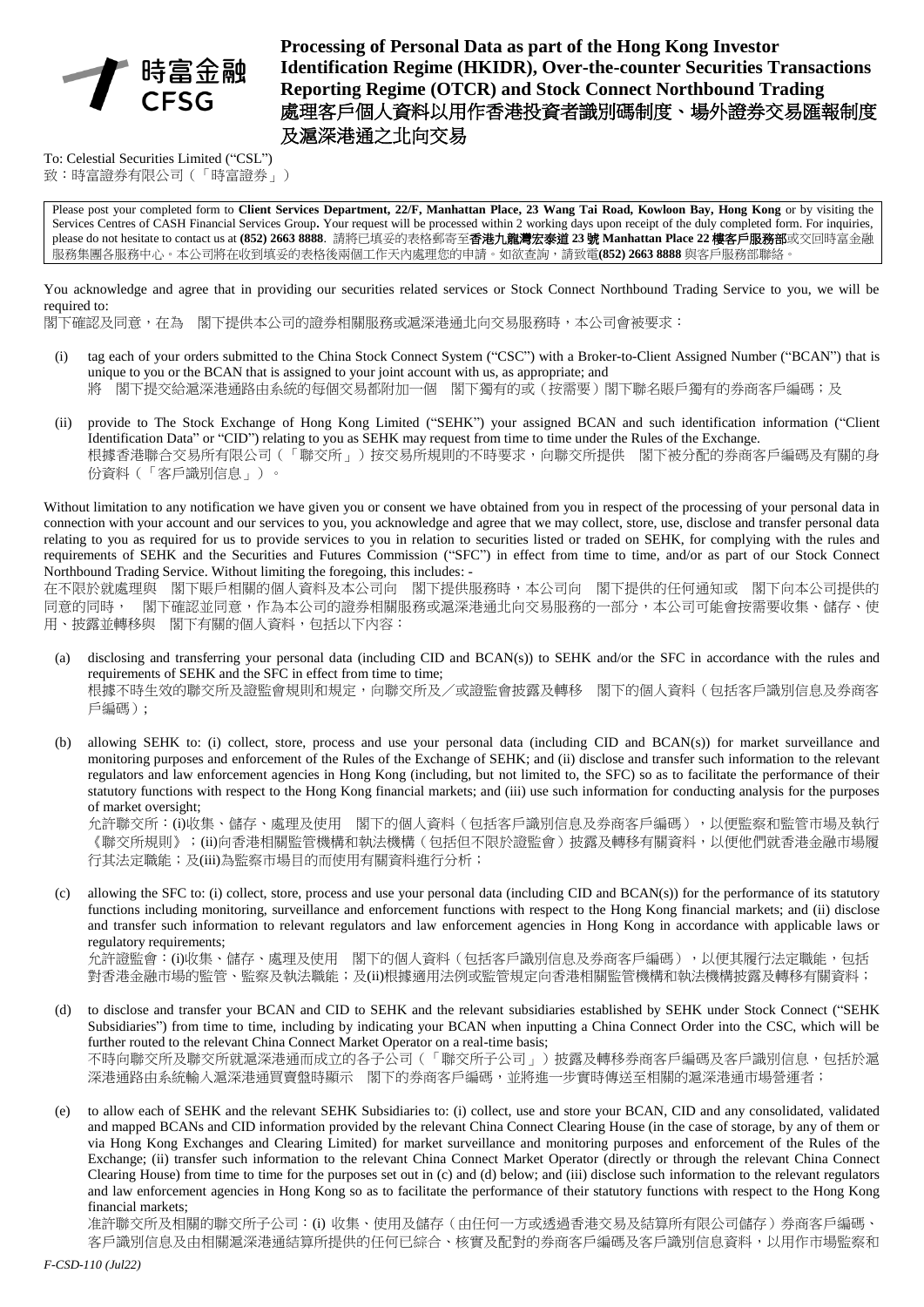時富金融
CFSG

# Processing of Personal Data as part of the Hong Kong Investor Identification Regime (HKIDR), Over-the-counter Securities Transactions Reporting Regime (OTCR) and Stock Connect Northbound Trading
# 處理客戶個人資料以用作香港投資者識別碼制度、場外證券交易匯報制度及滬深港通之北向交易

To: Celestial Securities Limited ("CSL")
致：時富證券有限公司（「時富證券」）

Please post your completed form to **Client Services Department, 22/F, Manhattan Place, 23 Wang Tai Road, Kowloon Bay, Hong Kong** or by visiting the Services Centres of CASH Financial Services Group**.** Your request will be processed within 2 working days upon receipt of the duly completed form. For inquiries, please do not hesitate to contact us at **(852) 2663 8888**. 請將已填妥的表格郵寄至**香港九龍灣宏泰道 23 號 Manhattan Place 22 樓客戶服務部**或交回時富金融服務集團各服務中心。本公司將在收到填妥的表格後兩個工作天內處理您的申請。如欲查詢，請致電**(852) 2663 8888** 與客戶服務部聯絡。

You acknowledge and agree that in providing our securities related services or Stock Connect Northbound Trading Service to you, we will be required to:
閣下確認及同意，在為　閣下提供本公司的證券相關服務或滬深港通北向交易服務時，本公司會被要求：

(i) tag each of your orders submitted to the China Stock Connect System ("CSC") with a Broker-to-Client Assigned Number ("BCAN") that is unique to you or the BCAN that is assigned to your joint account with us, as appropriate; and
將　閣下提交給滬深港通路由系統的每個交易都附加一個　閣下獨有的或（按需要）閣下聯名賬戶獨有的券商客戶編碼；及

(ii) provide to The Stock Exchange of Hong Kong Limited ("SEHK") your assigned BCAN and such identification information ("Client Identification Data" or "CID") relating to you as SEHK may request from time to time under the Rules of the Exchange.
根據香港聯合交易所有限公司（「聯交所」）按交易所規則的不時要求，向聯交所提供　閣下被分配的券商客戶編碼及有關的身份資料（「客戶識別信息」）。

Without limitation to any notification we have given you or consent we have obtained from you in respect of the processing of your personal data in connection with your account and our services to you, you acknowledge and agree that we may collect, store, use, disclose and transfer personal data relating to you as required for us to provide services to you in relation to securities listed or traded on SEHK, for complying with the rules and requirements of SEHK and the Securities and Futures Commission ("SFC") in effect from time to time, and/or as part of our Stock Connect Northbound Trading Service. Without limiting the foregoing, this includes: -
在不限於就處理與　閣下賬戶相關的個人資料及本公司向　閣下提供服務時，本公司向　閣下提供的任何通知或　閣下向本公司提供的同意的同時，　閣下確認並同意，作為本公司的證券相關服務或滬深港通北向交易服務的一部分，本公司可能會按需要收集、儲存、使用、披露並轉移與　閣下有關的個人資料，包括以下內容：

(a) disclosing and transferring your personal data (including CID and BCAN(s)) to SEHK and/or the SFC in accordance with the rules and requirements of SEHK and the SFC in effect from time to time;
根據不時生效的聯交所及證監會規則和規定，向聯交所及／或證監會披露及轉移　閣下的個人資料（包括客戶識別信息及券商客戶編碼）；

(b) allowing SEHK to: (i) collect, store, process and use your personal data (including CID and BCAN(s)) for market surveillance and monitoring purposes and enforcement of the Rules of the Exchange of SEHK; and (ii) disclose and transfer such information to the relevant regulators and law enforcement agencies in Hong Kong (including, but not limited to, the SFC) so as to facilitate the performance of their statutory functions with respect to the Hong Kong financial markets; and (iii) use such information for conducting analysis for the purposes of market oversight;
允許聯交所：(i)收集、儲存、處理及使用　閣下的個人資料（包括客戶識別信息及券商客戶編碼），以便監察和監管市場及執行《聯交所規則》；(ii)向香港相關監管機構和執法機構（包括但不限於證監會）披露及轉移有關資料，以便他們就香港金融市場履行其法定職能；及(iii)為監察市場目的而使用有關資料進行分析；

(c) allowing the SFC to: (i) collect, store, process and use your personal data (including CID and BCAN(s)) for the performance of its statutory functions including monitoring, surveillance and enforcement functions with respect to the Hong Kong financial markets; and (ii) disclose and transfer such information to relevant regulators and law enforcement agencies in Hong Kong in accordance with applicable laws or regulatory requirements;
允許證監會：(i)收集、儲存、處理及使用　閣下的個人資料（包括客戶識別信息及券商客戶編碼），以便其履行法定職能，包括對香港金融市場的監管、監察及執法職能；及(ii)根據適用法例或監管規定向香港相關監管機構和執法機構披露及轉移有關資料；

(d) to disclose and transfer your BCAN and CID to SEHK and the relevant subsidiaries established by SEHK under Stock Connect ("SEHK Subsidiaries") from time to time, including by indicating your BCAN when inputting a China Connect Order into the CSC, which will be further routed to the relevant China Connect Market Operator on a real-time basis;
不時向聯交所及聯交所就滬深港通而成立的各子公司（「聯交所子公司」）披露及轉移券商客戶編碼及客戶識別信息，包括於滬深港通路由系統輸入滬深港通買賣盤時顯示　閣下的券商客戶編碼，並將進一步實時傳送至相關的滬深港通市場營運者；

(e) to allow each of SEHK and the relevant SEHK Subsidiaries to: (i) collect, use and store your BCAN, CID and any consolidated, validated and mapped BCANs and CID information provided by the relevant China Connect Clearing House (in the case of storage, by any of them or via Hong Kong Exchanges and Clearing Limited) for market surveillance and monitoring purposes and enforcement of the Rules of the Exchange; (ii) transfer such information to the relevant China Connect Market Operator (directly or through the relevant China Connect Clearing House) from time to time for the purposes set out in (c) and (d) below; and (iii) disclose such information to the relevant regulators and law enforcement agencies in Hong Kong so as to facilitate the performance of their statutory functions with respect to the Hong Kong financial markets;
准許聯交所及相關的聯交所子公司：(i) 收集、使用及儲存（由任何一方或透過香港交易及結算所有限公司儲存）券商客戶編碼、客戶識別信息及由相關滬深港通結算所提供的任何已綜合、核實及配對的券商客戶編碼及客戶識別信息資料，以用作市場監察和

F-CSD-110 (Jul22)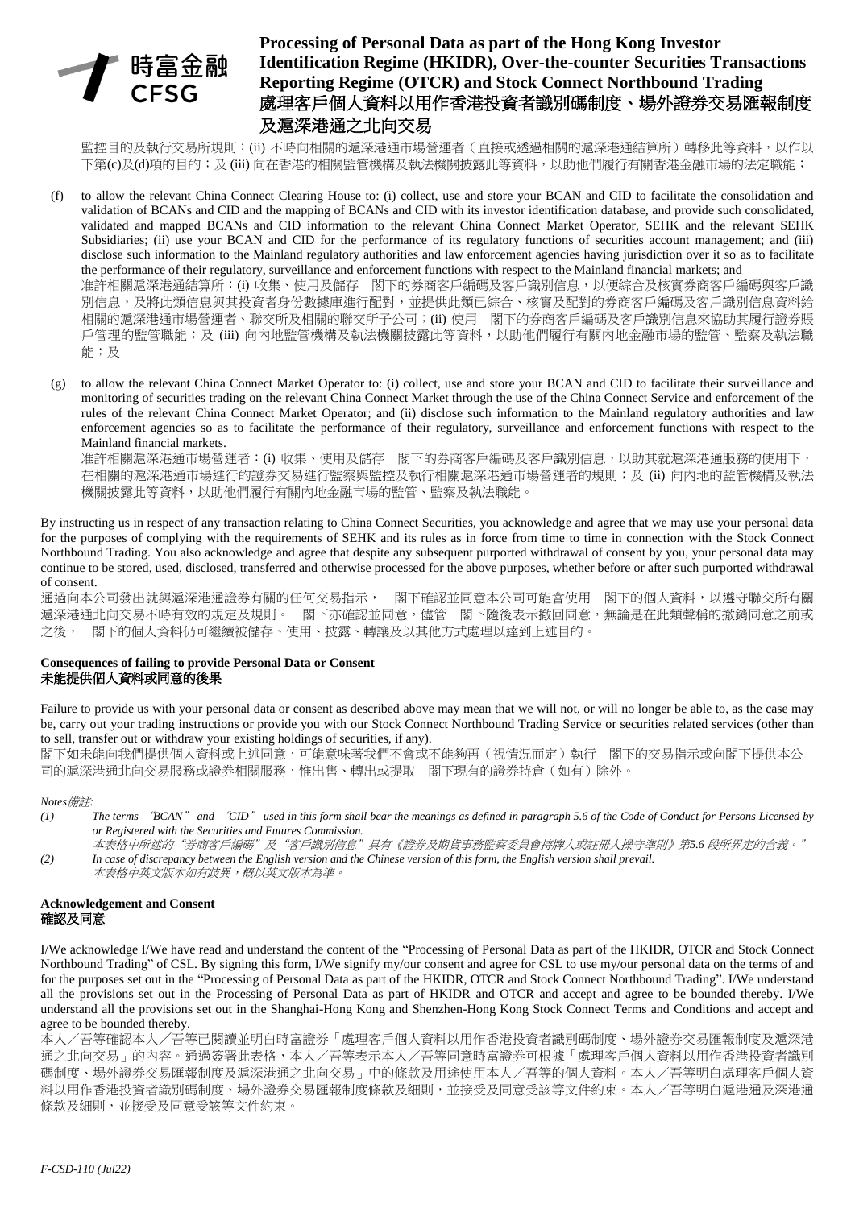監控目的及執行交易所規則；(ii) 不時向相關的滬深港通市場營運者（直接或透過相關的滬深港通結算所）轉移此等資料，以作以下第(c)及(d)項的目的；及 (iii) 向在香港的相關監管機構及執法機關披露此等資料，以助他們履行有關香港金融市場的法定職能；

(f) to allow the relevant China Connect Clearing House to: (i) collect, use and store your BCAN and CID to facilitate the consolidation and validation of BCANs and CID and the mapping of BCANs and CID with its investor identification database, and provide such consolidated, validated and mapped BCANs and CID information to the relevant China Connect Market Operator, SEHK and the relevant SEHK Subsidiaries; (ii) use your BCAN and CID for the performance of its regulatory functions of securities account management; and (iii) disclose such information to the Mainland regulatory authorities and law enforcement agencies having jurisdiction over it so as to facilitate the performance of their regulatory, surveillance and enforcement functions with respect to the Mainland financial markets; and
准許相關滬深港通結算所：(i) 收集、使用及儲存　閣下的券商客戶編碼及客戶識別信息，以便綜合及核實券商客戶編碼與客戶識別信息，及將此類信息與其投資者身份數據庫進行配對，並提供此類已綜合、核實及配對的券商客戶編碼及客戶識別信息資料給相關的滬深港通市場營運者、聯交所及相關的聯交所子公司；(ii) 使用　閣下的券商客戶編碼及客戶識別信息來協助其履行證券賬戶管理的監管職能；及 (iii) 向內地監管機構及執法機關披露此等資料，以助他們履行有關內地金融市場的監管、監察及執法職能；及

(g) to allow the relevant China Connect Market Operator to: (i) collect, use and store your BCAN and CID to facilitate their surveillance and monitoring of securities trading on the relevant China Connect Market through the use of the China Connect Service and enforcement of the rules of the relevant China Connect Market Operator; and (ii) disclose such information to the Mainland regulatory authorities and law enforcement agencies so as to facilitate the performance of their regulatory, surveillance and enforcement functions with respect to the Mainland financial markets.
准許相關滬深港通市場營運者：(i) 收集、使用及儲存　閣下的券商客戶編碼及客戶識別信息，以助其就滬深港通服務的使用下，在相關的滬深港通市場進行的證券交易進行監察與監控及執行相關滬深港通市場營運者的規則；及 (ii) 向內地的監管機構及執法機關披露此等資料，以助他們履行有關內地金融市場的監管、監察及執法職能。

By instructing us in respect of any transaction relating to China Connect Securities, you acknowledge and agree that we may use your personal data for the purposes of complying with the requirements of SEHK and its rules as in force from time to time in connection with the Stock Connect Northbound Trading. You also acknowledge and agree that despite any subsequent purported withdrawal of consent by you, your personal data may continue to be stored, used, disclosed, transferred and otherwise processed for the above purposes, whether before or after such purported withdrawal of consent.
通過向本公司發出就與滬港通證券有關的任何交易指示，　閣下確認並同意本公司可能會使用　閣下的個人資料，以遵守聯交所有關滬深港通北向交易不時有效的規定及規則。　閣下亦確認並同意，儘管　閣下隨後表示撤回同意，無論是在此類聲稱的撤銷同意之前或之後，　閣下的個人資料仍可繼續被儲存、使用、披露、轉讓及以其他方式處理以達到上述目的。

### Consequences of failing to provide Personal Data or Consent
### 未能提供個人資料或同意的後果

Failure to provide us with your personal data or consent as described above may mean that we will not, or will no longer be able to, as the case may be, carry out your trading instructions or provide you with our Stock Connect Northbound Trading Service or securities related services (other than to sell, transfer out or withdraw your existing holdings of securities, if any).
閣下如未能向我們提供個人資料或上述同意，可能意味著我們不會或不能夠再（視情況而定）執行　閣下的交易指示或向閣下提供本公司的滬深港通北向交易服務或證券相關服務，惟出售、轉出或提取　閣下現有的證券持倉（如有）除外。

*Notes備註:*

*(1) The terms "BCAN" and "CID" used in this form shall bear the meanings as defined in paragraph 5.6 of the Code of Conduct for Persons Licensed by or Registered with the Securities and Futures Commission.*
*本表格中所述的"券商客戶編碼"及"客戶識別信息"具有《證券及期貨事務監察委員會持牌人或註冊人操守準則》第5.6 段所界定的含義。"*

*(2) In case of discrepancy between the English version and the Chinese version of this form, the English version shall prevail.*
*本表格中英文版本如有歧異，概以英文版本為準。*

### Acknowledgement and Consent
### 確認及同意

I/We acknowledge I/We have read and understand the content of the "Processing of Personal Data as part of the HKIDR, OTCR and Stock Connect Northbound Trading" of CSL. By signing this form, I/We signify my/our consent and agree for CSL to use my/our personal data on the terms of and for the purposes set out in the "Processing of Personal Data as part of the HKIDR, OTCR and Stock Connect Northbound Trading". I/We understand all the provisions set out in the Processing of Personal Data as part of HKIDR and OTCR and accept and agree to be bounded thereby. I/We understand all the provisions set out in the Shanghai-Hong Kong and Shenzhen-Hong Kong Stock Connect Terms and Conditions and accept and agree to be bounded thereby.
本人／吾等確認本人／吾等已閱讀並明白時富證券「處理客戶個人資料以用作香港投資者識別碼制度、場外證券交易匯報制度及滬深港通之北向交易」的內容。通過簽署此表格，本人／吾等表示本人／吾等同意時富證券可根據「處理客戶個人資料以用作香港投資者識別碼制度、場外證券交易匯報制度及滬深港通之北向交易」中的條款及用途使用本人／吾等的個人資料。本人／吾等明白處理客戶個人資料以用作香港投資者識別碼制度、場外證券交易匯報制度條款及細則，並接受及同意受該等文件約束。本人／吾等明白滬港通及深港通條款及細則，並接受及同意受該等文件約束。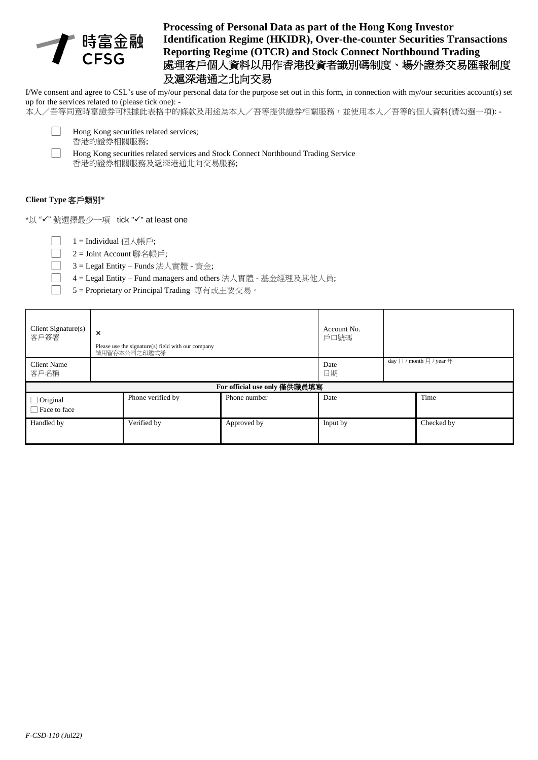時富金融 CFSG

# Processing of Personal Data as part of the Hong Kong Investor Identification Regime (HKIDR), Over-the-counter Securities Transactions Reporting Regime (OTCR) and Stock Connect Northbound Trading
# 處理客戶個人資料以用作香港投資者識別碼制度、場外證券交易匯報制度及滬深港通之北向交易

I/We consent and agree to CSL's use of my/our personal data for the purpose set out in this form, in connection with my/our securities account(s) set up for the services related to (please tick one): -
本人／吾等同意時富證券可根據此表格中的條款及用途為本人／吾等提供證券相關服務，並使用本人／吾等的個人資料(請勾選一項): -

- ☐ Hong Kong securities related services;
  香港的證券相關服務;
- ☐ Hong Kong securities related services and Stock Connect Northbound Trading Service
  香港的證券相關服務及滬深港通北向交易服務;

**Client Type 客戶類別***

*以 "✓" 號選擇最少一項 tick "✓" at least one

- ☐ 1 = Individual 個人帳戶;
- ☐ 2 = Joint Account 聯名帳戶;
- ☐ 3 = Legal Entity – Funds 法人實體 - 資金;
- ☐ 4 = Legal Entity – Fund managers and others 法人實體 - 基金經理及其他人員;
- ☐ 5 = Proprietary or Principal Trading 專有或主要交易。

| | | | |
|---|---|---|---|
| Client Signature(s) 客戶簽署 | ×<br>Please use the signature(s) field with our company<br>請用留存本公司之印鑑式樣 | Account No. 戶口號碼 | |
| Client Name 客戶名稱 | | Date 日期 | day 日 / month 月 / year 年 |

| For official use only 僅供職員填寫 | | | | |
|---|---|---|---|---|
| ☐ Original<br>☐ Face to face | Phone verified by | Phone number | Date | Time |
| Handled by | Verified by | Approved by | Input by | Checked by |

*F-CSD-110 (Jul22)*